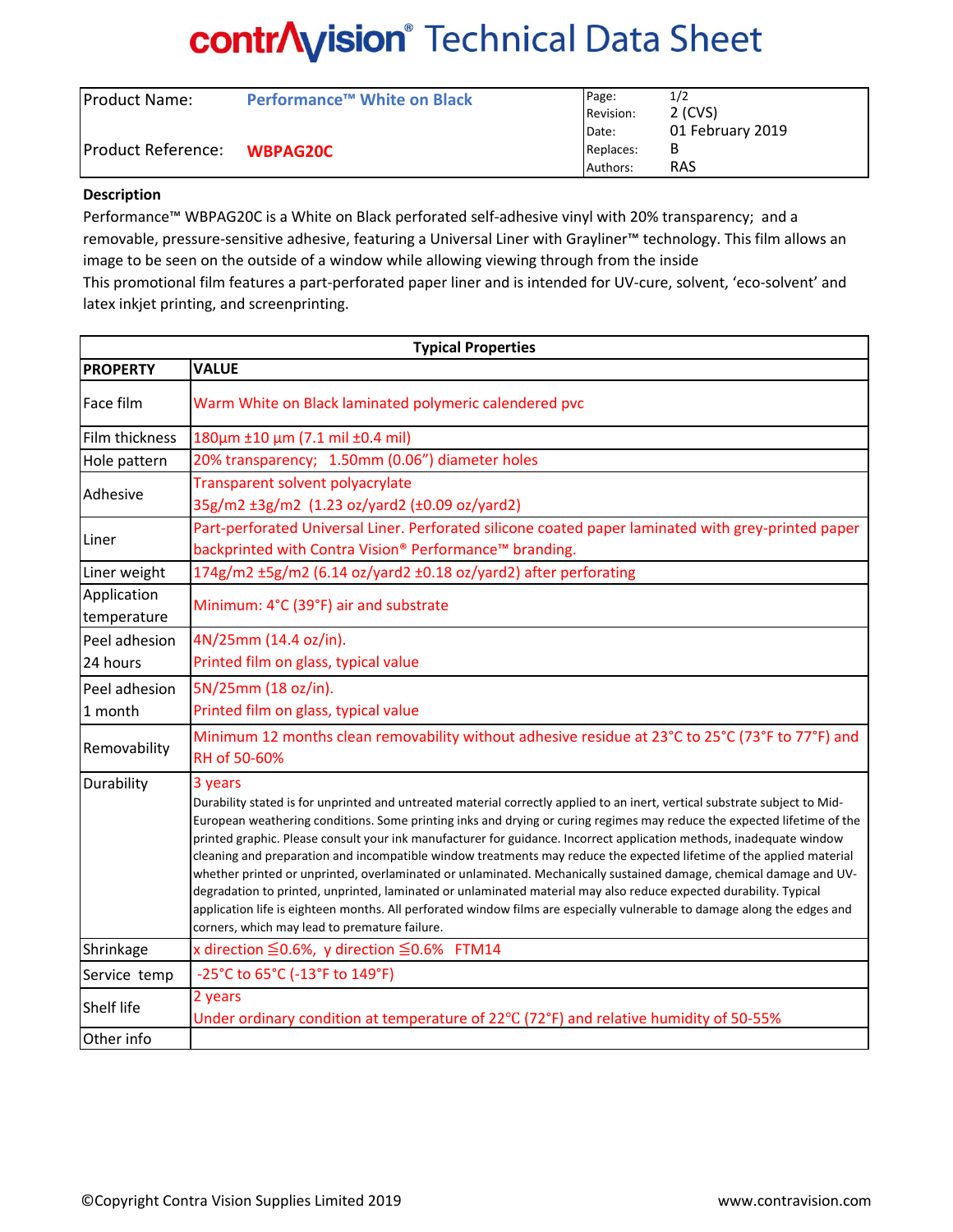# contrAvision® Technical Data Sheet

| Product Name: | Performance™ White on Black | Page: | 1/2 |
|---|---|---|---|
| | | Revision: | 2 (CVS) |
| | | Date: | 01 February 2019 |
| Product Reference: | WBPAG20C | Replaces: | B |
| | | Authors: | RAS |

**Description**

Performance™ WBPAG20C is a White on Black perforated self-adhesive vinyl with 20% transparency; and a removable, pressure-sensitive adhesive, featuring a Universal Liner with Grayliner™ technology. This film allows an image to be seen on the outside of a window while allowing viewing through from the inside

This promotional film features a part-perforated paper liner and is intended for UV-cure, solvent, 'eco-solvent' and latex inkjet printing, and screenprinting.

**Typical Properties**

| PROPERTY | VALUE |
|---|---|
| Face film | Warm White on Black laminated polymeric calendered pvc |
| Film thickness | 180µm ±10 µm (7.1 mil ±0.4 mil) |
| Hole pattern | 20% transparency; 1.50mm (0.06") diameter holes |
| Adhesive | Transparent solvent polyacrylate<br>35g/m2 ±3g/m2 (1.23 oz/yard2 (±0.09 oz/yard2) |
| Liner | Part-perforated Universal Liner. Perforated silicone coated paper laminated with grey-printed paper backprinted with Contra Vision® Performance™ branding. |
| Liner weight | 174g/m2 ±5g/m2 (6.14 oz/yard2 ±0.18 oz/yard2) after perforating |
| Application temperature | Minimum: 4°C (39°F) air and substrate |
| Peel adhesion 24 hours | 4N/25mm (14.4 oz/in).<br>Printed film on glass, typical value |
| Peel adhesion 1 month | 5N/25mm (18 oz/in).<br>Printed film on glass, typical value |
| Removability | Minimum 12 months clean removability without adhesive residue at 23°C to 25°C (73°F to 77°F) and RH of 50-60% |
| Durability | 3 years<br>Durability stated is for unprinted and untreated material correctly applied to an inert, vertical substrate subject to Mid-European weathering conditions. Some printing inks and drying or curing regimes may reduce the expected lifetime of the printed graphic. Please consult your ink manufacturer for guidance. Incorrect application methods, inadequate window cleaning and preparation and incompatible window treatments may reduce the expected lifetime of the applied material whether printed or unprinted, overlaminated or unlaminated. Mechanically sustained damage, chemical damage and UV-degradation to printed, unprinted, laminated or unlaminated material may also reduce expected durability. Typical application life is eighteen months. All perforated window films are especially vulnerable to damage along the edges and corners, which may lead to premature failure. |
| Shrinkage | x direction ≦0.6%, y direction ≦0.6% FTM14 |
| Service temp | -25°C to 65°C (-13°F to 149°F) |
| Shelf life | 2 years<br>Under ordinary condition at temperature of 22°C (72°F) and relative humidity of 50-55% |
| Other info | |

©Copyright Contra Vision Supplies Limited 2019 www.contravision.com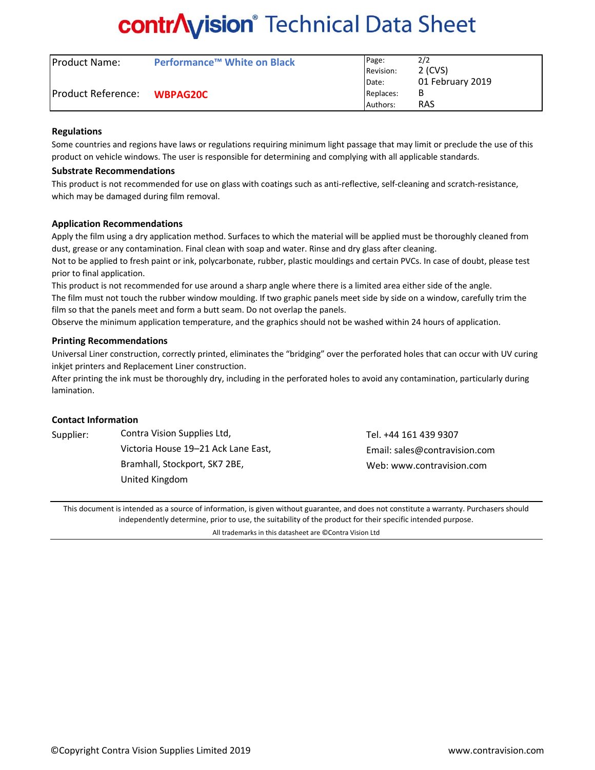# contravision® Technical Data Sheet

| | | | |
|---|---|---|---|
| Product Name: | **Performance™ White on Black** | Page: | 2/2 |
| | | Revision: | 2 (CVS) |
| | | Date: | 01 February 2019 |
| Product Reference: | **WBPAG20C** | Replaces: | B |
| | | Authors: | RAS |

**Regulations**

Some countries and regions have laws or regulations requiring minimum light passage that may limit or preclude the use of this product on vehicle windows. The user is responsible for determining and complying with all applicable standards.

**Substrate Recommendations**

This product is not recommended for use on glass with coatings such as anti-reflective, self-cleaning and scratch-resistance, which may be damaged during film removal.

**Application Recommendations**

Apply the film using a dry application method. Surfaces to which the material will be applied must be thoroughly cleaned from dust, grease or any contamination. Final clean with soap and water. Rinse and dry glass after cleaning.
Not to be applied to fresh paint or ink, polycarbonate, rubber, plastic mouldings and certain PVCs. In case of doubt, please test prior to final application.
This product is not recommended for use around a sharp angle where there is a limited area either side of the angle.
The film must not touch the rubber window moulding. If two graphic panels meet side by side on a window, carefully trim the film so that the panels meet and form a butt seam. Do not overlap the panels.
Observe the minimum application temperature, and the graphics should not be washed within 24 hours of application.

**Printing Recommendations**

Universal Liner construction, correctly printed, eliminates the "bridging" over the perforated holes that can occur with UV curing inkjet printers and Replacement Liner construction.
After printing the ink must be thoroughly dry, including in the perforated holes to avoid any contamination, particularly during lamination.

**Contact Information**

Supplier: Contra Vision Supplies Ltd,
Victoria House 19–21 Ack Lane East,
Bramhall, Stockport, SK7 2BE,
United Kingdom

Tel. +44 161 439 9307
Email: sales@contravision.com
Web: www.contravision.com

This document is intended as a source of information, is given without guarantee, and does not constitute a warranty. Purchasers should independently determine, prior to use, the suitability of the product for their specific intended purpose.

All trademarks in this datasheet are ©Contra Vision Ltd

©Copyright Contra Vision Supplies Limited 2019 www.contravision.com